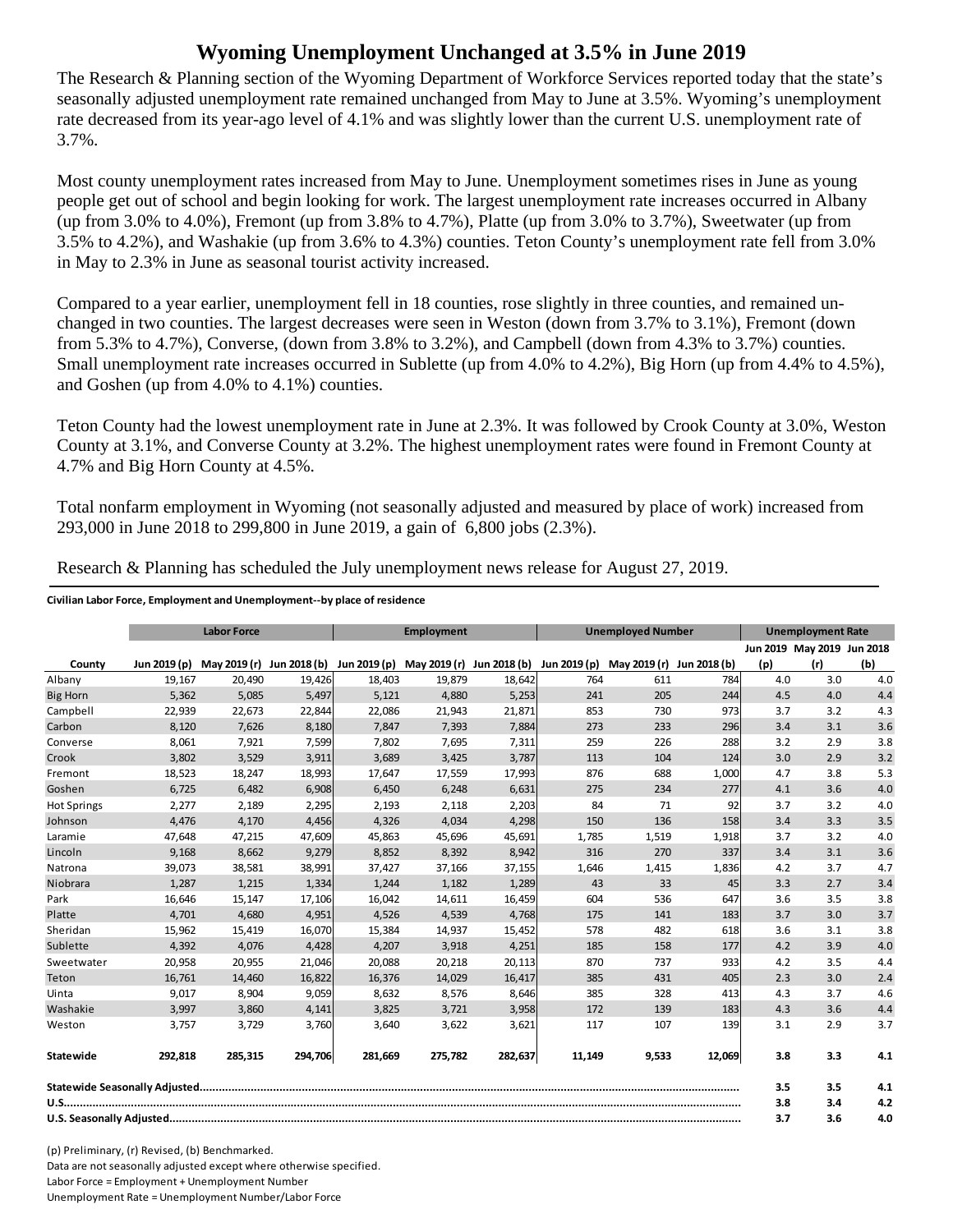# Wyoming Unemployment Unchanged at 3.5% in June 2019

The Research & Planning section of the Wyoming Department of Workforce Services reported today that the state's seasonally adjusted unemployment rate remained unchanged from May to June at 3.5%. Wyoming's unemployment rate decreased from its year-ago level of 4.1% and was slightly lower than the current U.S. unemployment rate of 3.7%.

Most county unemployment rates increased from May to June. Unemployment sometimes rises in June as young people get out of school and begin looking for work. The largest unemployment rate increases occurred in Albany (up from 3.0% to 4.0%), Fremont (up from 3.8% to 4.7%), Platte (up from 3.0% to 3.7%), Sweetwater (up from 3.5% to 4.2%), and Washakie (up from 3.6% to 4.3%) counties. Teton County's unemployment rate fell from 3.0% in May to 2.3% in June as seasonal tourist activity increased.

Compared to a year earlier, unemployment fell in 18 counties, rose slightly in three counties, and remained un-changed in two counties. The largest decreases were seen in Weston (down from 3.7% to 3.1%), Fremont (down from 5.3% to 4.7%), Converse, (down from 3.8% to 3.2%), and Campbell (down from 4.3% to 3.7%) counties. Small unemployment rate increases occurred in Sublette (up from 4.0% to 4.2%), Big Horn (up from 4.4% to 4.5%), and Goshen (up from 4.0% to 4.1%) counties.

Teton County had the lowest unemployment rate in June at 2.3%. It was followed by Crook County at 3.0%, Weston County at 3.1%, and Converse County at 3.2%. The highest unemployment rates were found in Fremont County at 4.7% and Big Horn County at 4.5%.

Total nonfarm employment in Wyoming (not seasonally adjusted and measured by place of work) increased from 293,000 in June 2018 to 299,800 in June 2019, a gain of 6,800 jobs (2.3%).

Research & Planning has scheduled the July unemployment news release for August 27, 2019.

**Civilian Labor Force, Employment and Unemployment--by place of residence**

| | Labor Force | | | Employment | | | Unemployed Number | | | Unemployment Rate | | |
|---|---|---|---|---|---|---|---|---|---|---|---|---|
| County | Jun 2019 (p) | May 2019 (r) | Jun 2018 (b) | Jun 2019 (p) | May 2019 (r) | Jun 2018 (b) | Jun 2019 (p) | May 2019 (r) | Jun 2018 (b) | Jun 2019 (p) | May 2019 (r) | Jun 2018 (b) |
| Albany | 19,167 | 20,490 | 19,426 | 18,403 | 19,879 | 18,642 | 764 | 611 | 784 | 4.0 | 3.0 | 4.0 |
| Big Horn | 5,362 | 5,085 | 5,497 | 5,121 | 4,880 | 5,253 | 241 | 205 | 244 | 4.5 | 4.0 | 4.4 |
| Campbell | 22,939 | 22,673 | 22,844 | 22,086 | 21,943 | 21,871 | 853 | 730 | 973 | 3.7 | 3.2 | 4.3 |
| Carbon | 8,120 | 7,626 | 8,180 | 7,847 | 7,393 | 7,884 | 273 | 233 | 296 | 3.4 | 3.1 | 3.6 |
| Converse | 8,061 | 7,921 | 7,599 | 7,802 | 7,695 | 7,311 | 259 | 226 | 288 | 3.2 | 2.9 | 3.8 |
| Crook | 3,802 | 3,529 | 3,911 | 3,689 | 3,425 | 3,787 | 113 | 104 | 124 | 3.0 | 2.9 | 3.2 |
| Fremont | 18,523 | 18,247 | 18,993 | 17,647 | 17,559 | 17,993 | 876 | 688 | 1,000 | 4.7 | 3.8 | 5.3 |
| Goshen | 6,725 | 6,482 | 6,908 | 6,450 | 6,248 | 6,631 | 275 | 234 | 277 | 4.1 | 3.6 | 4.0 |
| Hot Springs | 2,277 | 2,189 | 2,295 | 2,193 | 2,118 | 2,203 | 84 | 71 | 92 | 3.7 | 3.2 | 4.0 |
| Johnson | 4,476 | 4,170 | 4,456 | 4,326 | 4,034 | 4,298 | 150 | 136 | 158 | 3.4 | 3.3 | 3.5 |
| Laramie | 47,648 | 47,215 | 47,609 | 45,863 | 45,696 | 45,691 | 1,785 | 1,519 | 1,918 | 3.7 | 3.2 | 4.0 |
| Lincoln | 9,168 | 8,662 | 9,279 | 8,852 | 8,392 | 8,942 | 316 | 270 | 337 | 3.4 | 3.1 | 3.6 |
| Natrona | 39,073 | 38,581 | 38,991 | 37,427 | 37,166 | 37,155 | 1,646 | 1,415 | 1,836 | 4.2 | 3.7 | 4.7 |
| Niobrara | 1,287 | 1,215 | 1,334 | 1,244 | 1,182 | 1,289 | 43 | 33 | 45 | 3.3 | 2.7 | 3.4 |
| Park | 16,646 | 15,147 | 17,106 | 16,042 | 14,611 | 16,459 | 604 | 536 | 647 | 3.6 | 3.5 | 3.8 |
| Platte | 4,701 | 4,680 | 4,951 | 4,526 | 4,539 | 4,768 | 175 | 141 | 183 | 3.7 | 3.0 | 3.7 |
| Sheridan | 15,962 | 15,419 | 16,070 | 15,384 | 14,937 | 15,452 | 578 | 482 | 618 | 3.6 | 3.1 | 3.8 |
| Sublette | 4,392 | 4,076 | 4,428 | 4,207 | 3,918 | 4,251 | 185 | 158 | 177 | 4.2 | 3.9 | 4.0 |
| Sweetwater | 20,958 | 20,955 | 21,046 | 20,088 | 20,218 | 20,113 | 870 | 737 | 933 | 4.2 | 3.5 | 4.4 |
| Teton | 16,761 | 14,460 | 16,822 | 16,376 | 14,029 | 16,417 | 385 | 431 | 405 | 2.3 | 3.0 | 2.4 |
| Uinta | 9,017 | 8,904 | 9,059 | 8,632 | 8,576 | 8,646 | 385 | 328 | 413 | 4.3 | 3.7 | 4.6 |
| Washakie | 3,997 | 3,860 | 4,141 | 3,825 | 3,721 | 3,958 | 172 | 139 | 183 | 4.3 | 3.6 | 4.4 |
| Weston | 3,757 | 3,729 | 3,760 | 3,640 | 3,622 | 3,621 | 117 | 107 | 139 | 3.1 | 2.9 | 3.7 |
| **Statewide** | **292,818** | **285,315** | **294,706** | **281,669** | **275,782** | **282,637** | **11,149** | **9,533** | **12,069** | **3.8** | **3.3** | **4.1** |
| **Statewide Seasonally Adjusted** | | | | | | | | | | **3.5** | **3.5** | **4.1** |
| **U.S.** | | | | | | | | | | **3.8** | **3.4** | **4.2** |
| **U.S. Seasonally Adjusted** | | | | | | | | | | **3.7** | **3.6** | **4.0** |

(p) Preliminary, (r) Revised, (b) Benchmarked.

Data are not seasonally adjusted except where otherwise specified.

Labor Force = Employment + Unemployment Number

Unemployment Rate = Unemployment Number/Labor Force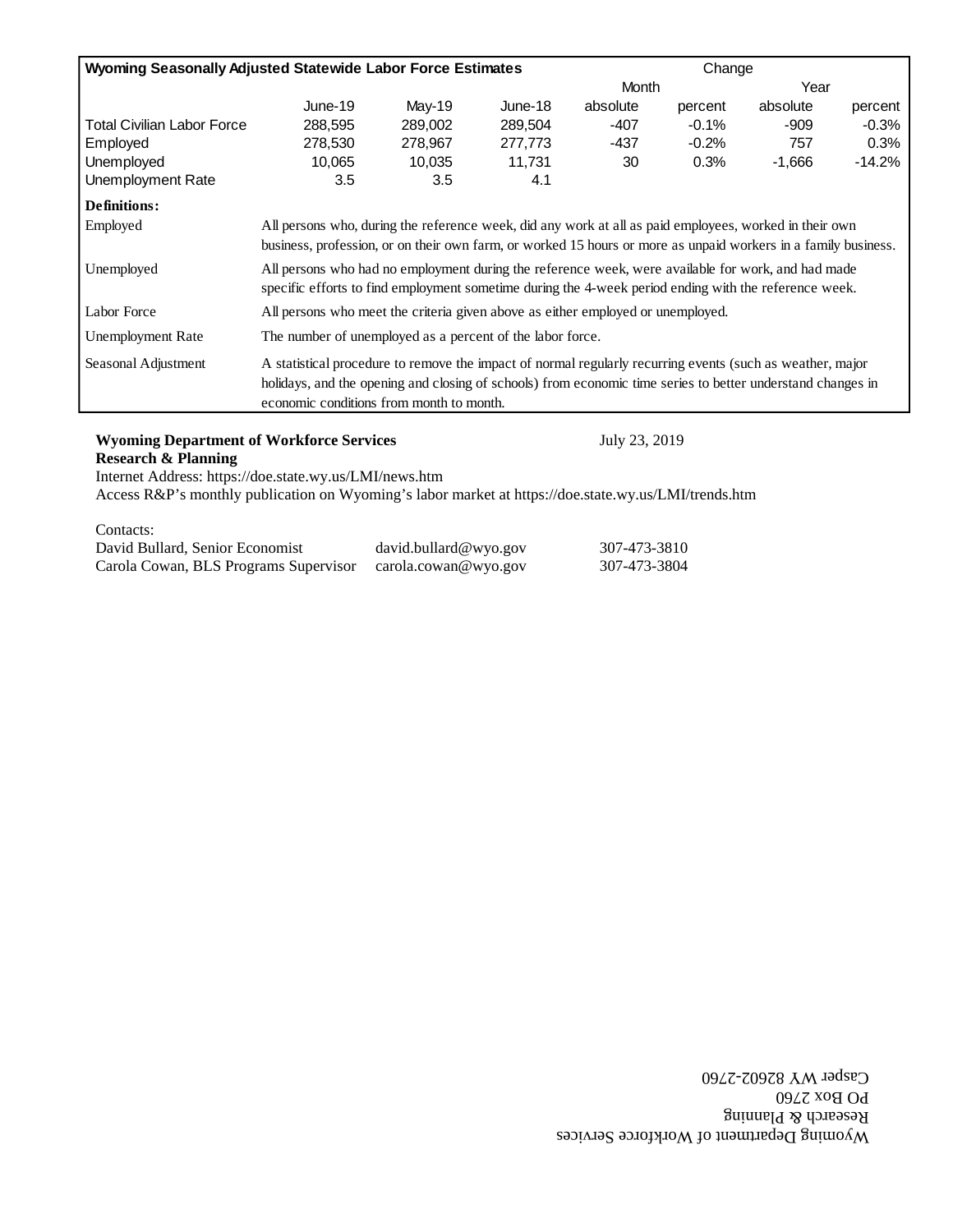| Wyoming Seasonally Adjusted Statewide Labor Force Estimates | | | | Change | | | |
|---|---|---|---|---|---|---|---|
| | | | | Month | | Year | |
| | June-19 | May-19 | June-18 | absolute | percent | absolute | percent |
| Total Civilian Labor Force | 288,595 | 289,002 | 289,504 | -407 | -0.1% | -909 | -0.3% |
| Employed | 278,530 | 278,967 | 277,773 | -437 | -0.2% | 757 | 0.3% |
| Unemployed | 10,065 | 10,035 | 11,731 | 30 | 0.3% | -1,666 | -14.2% |
| Unemployment Rate | 3.5 | 3.5 | 4.1 | | | | |

**Definitions:**

| | |
|---|---|
| Employed | All persons who, during the reference week, did any work at all as paid employees, worked in their own business, profession, or on their own farm, or worked 15 hours or more as unpaid workers in a family business. |
| Unemployed | All persons who had no employment during the reference week, were available for work, and had made specific efforts to find employment sometime during the 4-week period ending with the reference week. |
| Labor Force | All persons who meet the criteria given above as either employed or unemployed. |
| Unemployment Rate | The number of unemployed as a percent of the labor force. |
| Seasonal Adjustment | A statistical procedure to remove the impact of normal regularly recurring events (such as weather, major holidays, and the opening and closing of schools) from economic time series to better understand changes in economic conditions from month to month. |

**Wyoming Department of Workforce Services**
**Research & Planning**
July 23, 2019

Internet Address: https://doe.state.wy.us/LMI/news.htm
Access R&P's monthly publication on Wyoming's labor market at https://doe.state.wy.us/LMI/trends.htm

Contacts:

| | | |
|---|---|---|
| David Bullard, Senior Economist | david.bullard@wyo.gov | 307-473-3810 |
| Carola Cowan, BLS Programs Supervisor | carola.cowan@wyo.gov | 307-473-3804 |

Wyoming Department of Workforce Services
Research & Planning
PO Box 2760
Casper WY 82602-2760